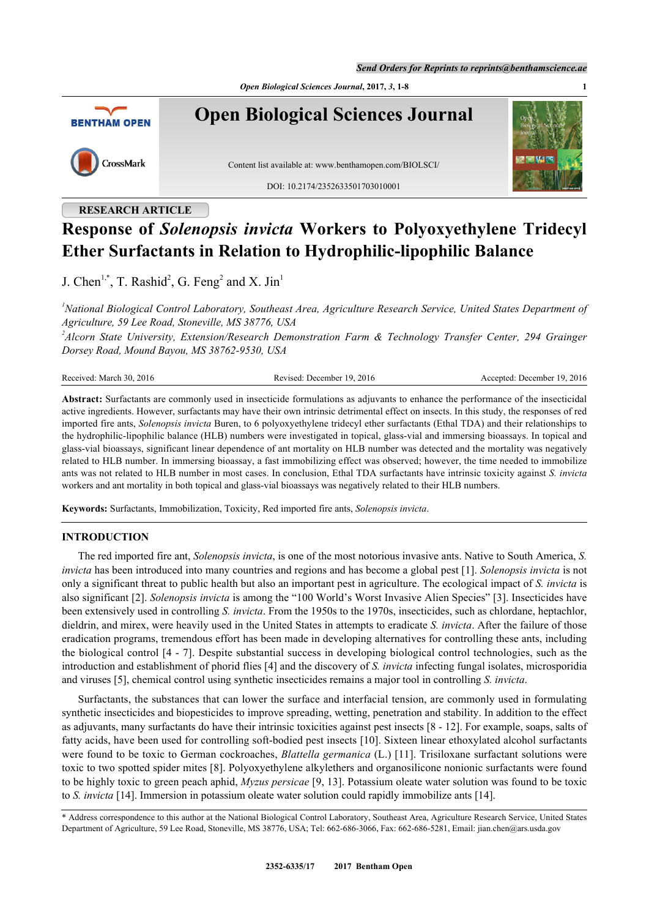RESEARCH ARTICLE

# Response of *Solenopsis invicta* Workers to Polyoxyethylene Tridecyl Ether Surfactants in Relation to Hydrophilic-lipophilic Balance

J. Chen[1,*], T. Rashid[2], G. Feng[2] and X. Jin[1]

[1] *National Biological Control Laboratory, Southeast Area, Agriculture Research Service, United States Department of Agriculture, 59 Lee Road, Stoneville, MS 38776, USA*

[2] *Alcorn State University, Extension/Research Demonstration Farm & Technology Transfer Center, 294 Grainger Dorsey Road, Mound Bayou, MS 38762-9530, USA*

Received: March 30, 2016 Revised: December 19, 2016 Accepted: December 19, 2016

**Abstract:** Surfactants are commonly used in insecticide formulations as adjuvants to enhance the performance of the insecticidal active ingredients. However, surfactants may have their own intrinsic detrimental effect on insects. In this study, the responses of red imported fire ants, *Solenopsis invicta* Buren, to 6 polyoxyethylene tridecyl ether surfactants (Ethal TDA) and their relationships to the hydrophilic-lipophilic balance (HLB) numbers were investigated in topical, glass-vial and immersing bioassays. In topical and glass-vial bioassays, significant linear dependence of ant mortality on HLB number was detected and the mortality was negatively related to HLB number. In immersing bioassay, a fast immobilizing effect was observed; however, the time needed to immobilize ants was not related to HLB number in most cases. In conclusion, Ethal TDA surfactants have intrinsic toxicity against *S. invicta* workers and ant mortality in both topical and glass-vial bioassays was negatively related to their HLB numbers.

**Keywords:** Surfactants, Immobilization, Toxicity, Red imported fire ants, *Solenopsis invicta*.

## INTRODUCTION

The red imported fire ant, *Solenopsis invicta*, is one of the most notorious invasive ants. Native to South America, *S. invicta* has been introduced into many countries and regions and has become a global pest [1]. *Solenopsis invicta* is not only a significant threat to public health but also an important pest in agriculture. The ecological impact of *S. invicta* is also significant [2]. *Solenopsis invicta* is among the "100 World's Worst Invasive Alien Species" [3]. Insecticides have been extensively used in controlling *S. invicta*. From the 1950s to the 1970s, insecticides, such as chlordane, heptachlor, dieldrin, and mirex, were heavily used in the United States in attempts to eradicate *S. invicta*. After the failure of those eradication programs, tremendous effort has been made in developing alternatives for controlling these ants, including the biological control [4 - 7]. Despite substantial success in developing biological control technologies, such as the introduction and establishment of phorid flies [4] and the discovery of *S. invicta* infecting fungal isolates, microsporidia and viruses [5], chemical control using synthetic insecticides remains a major tool in controlling *S. invicta*.

Surfactants, the substances that can lower the surface and interfacial tension, are commonly used in formulating synthetic insecticides and biopesticides to improve spreading, wetting, penetration and stability. In addition to the effect as adjuvants, many surfactants do have their intrinsic toxicities against pest insects [8 - 12]. For example, soaps, salts of fatty acids, have been used for controlling soft-bodied pest insects [10]. Sixteen linear ethoxylated alcohol surfactants were found to be toxic to German cockroaches, *Blattella germanica* (L.) [11]. Trisiloxane surfactant solutions were toxic to two spotted spider mites [8]. Polyoxyethylene alkylethers and organosilicone nonionic surfactants were found to be highly toxic to green peach aphid, *Myzus persicae* [9, 13]. Potassium oleate water solution was found to be toxic to *S. invicta* [14]. Immersion in potassium oleate water solution could rapidly immobilize ants [14].

* Address correspondence to this author at the National Biological Control Laboratory, Southeast Area, Agriculture Research Service, United States Department of Agriculture, 59 Lee Road, Stoneville, MS 38776, USA; Tel: 662-686-3066, Fax: 662-686-5281, Email: jian.chen@ars.usda.gov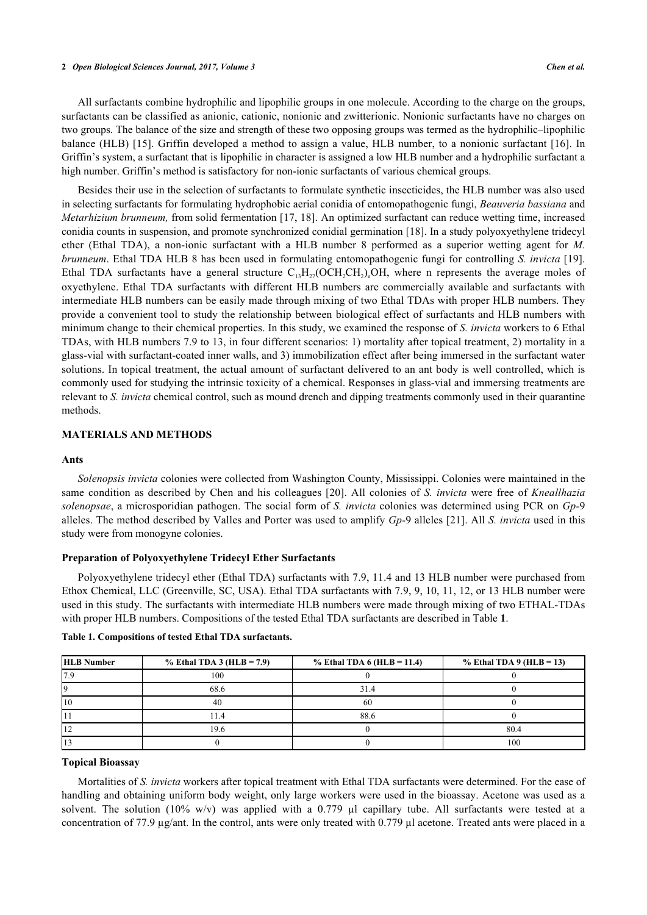All surfactants combine hydrophilic and lipophilic groups in one molecule. According to the charge on the groups, surfactants can be classified as anionic, cationic, nonionic and zwitterionic. Nonionic surfactants have no charges on two groups. The balance of the size and strength of these two opposing groups was termed as the hydrophilic–lipophilic balance (HLB) [15]. Griffin developed a method to assign a value, HLB number, to a nonionic surfactant [16]. In Griffin's system, a surfactant that is lipophilic in character is assigned a low HLB number and a hydrophilic surfactant a high number. Griffin's method is satisfactory for non-ionic surfactants of various chemical groups.

Besides their use in the selection of surfactants to formulate synthetic insecticides, the HLB number was also used in selecting surfactants for formulating hydrophobic aerial conidia of entomopathogenic fungi, *Beauveria bassiana* and *Metarhizium brunneum,* from solid fermentation [17, 18]. An optimized surfactant can reduce wetting time, increased conidia counts in suspension, and promote synchronized conidial germination [18]. In a study polyoxyethylene tridecyl ether (Ethal TDA), a non-ionic surfactant with a HLB number 8 performed as a superior wetting agent for *M. brunneum*. Ethal TDA HLB 8 has been used in formulating entomopathogenic fungi for controlling *S. invicta* [19]. Ethal TDA surfactants have a general structure $C_{13}H_{27}(OCH_2CH_2)_nOH$, where n represents the average moles of oxyethylene. Ethal TDA surfactants with different HLB numbers are commercially available and surfactants with intermediate HLB numbers can be easily made through mixing of two Ethal TDAs with proper HLB numbers. They provide a convenient tool to study the relationship between biological effect of surfactants and HLB numbers with minimum change to their chemical properties. In this study, we examined the response of *S. invicta* workers to 6 Ethal TDAs, with HLB numbers 7.9 to 13, in four different scenarios: 1) mortality after topical treatment, 2) mortality in a glass-vial with surfactant-coated inner walls, and 3) immobilization effect after being immersed in the surfactant water solutions. In topical treatment, the actual amount of surfactant delivered to an ant body is well controlled, which is commonly used for studying the intrinsic toxicity of a chemical. Responses in glass-vial and immersing treatments are relevant to *S. invicta* chemical control, such as mound drench and dipping treatments commonly used in their quarantine methods.

## MATERIALS AND METHODS

### Ants

*Solenopsis invicta* colonies were collected from Washington County, Mississippi. Colonies were maintained in the same condition as described by Chen and his colleagues [20]. All colonies of *S. invicta* were free of *Kneallhazia solenopsae*, a microsporidian pathogen. The social form of *S. invicta* colonies was determined using PCR on *Gp*-9 alleles. The method described by Valles and Porter was used to amplify *Gp*-9 alleles [21]. All *S. invicta* used in this study were from monogyne colonies.

### Preparation of Polyoxyethylene Tridecyl Ether Surfactants

Polyoxyethylene tridecyl ether (Ethal TDA) surfactants with 7.9, 11.4 and 13 HLB number were purchased from Ethox Chemical, LLC (Greenville, SC, USA). Ethal TDA surfactants with 7.9, 9, 10, 11, 12, or 13 HLB number were used in this study. The surfactants with intermediate HLB numbers were made through mixing of two ETHAL-TDAs with proper HLB numbers. Compositions of the tested Ethal TDA surfactants are described in Table **1**.

**Table 1. Compositions of tested Ethal TDA surfactants.**

| HLB Number | % Ethal TDA 3 (HLB = 7.9) | % Ethal TDA 6 (HLB = 11.4) | % Ethal TDA 9 (HLB = 13) |
|---|---|---|---|
| 7.9 | 100 | 0 | 0 |
| 9 | 68.6 | 31.4 | 0 |
| 10 | 40 | 60 | 0 |
| 11 | 11.4 | 88.6 | 0 |
| 12 | 19.6 | 0 | 80.4 |
| 13 | 0 | 0 | 100 |

### Topical Bioassay

Mortalities of *S. invicta* workers after topical treatment with Ethal TDA surfactants were determined. For the ease of handling and obtaining uniform body weight, only large workers were used in the bioassay. Acetone was used as a solvent. The solution (10% w/v) was applied with a 0.779 µl capillary tube. All surfactants were tested at a concentration of 77.9 µg/ant. In the control, ants were only treated with 0.779 µl acetone. Treated ants were placed in a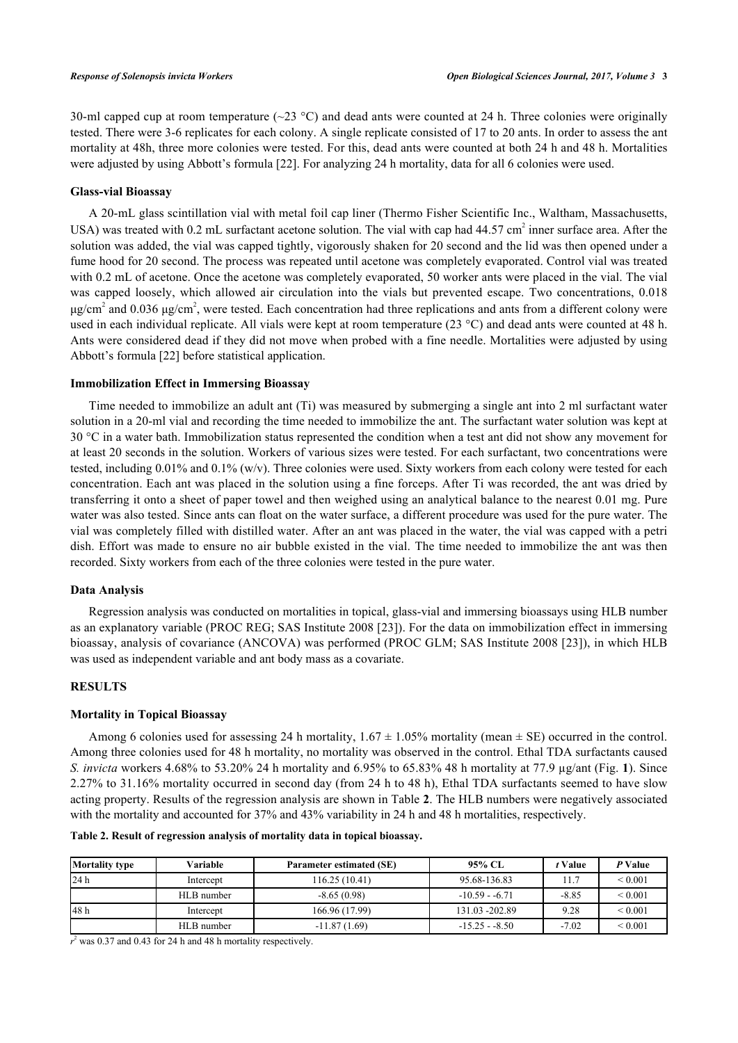30-ml capped cup at room temperature (~23 °C) and dead ants were counted at 24 h. Three colonies were originally tested. There were 3-6 replicates for each colony. A single replicate consisted of 17 to 20 ants. In order to assess the ant mortality at 48h, three more colonies were tested. For this, dead ants were counted at both 24 h and 48 h. Mortalities were adjusted by using Abbott's formula [22]. For analyzing 24 h mortality, data for all 6 colonies were used.

### Glass-vial Bioassay

A 20-mL glass scintillation vial with metal foil cap liner (Thermo Fisher Scientific Inc., Waltham, Massachusetts, USA) was treated with 0.2 mL surfactant acetone solution. The vial with cap had 44.57 $cm^2$ inner surface area. After the solution was added, the vial was capped tightly, vigorously shaken for 20 second and the lid was then opened under a fume hood for 20 second. The process was repeated until acetone was completely evaporated. Control vial was treated with 0.2 mL of acetone. Once the acetone was completely evaporated, 50 worker ants were placed in the vial. The vial was capped loosely, which allowed air circulation into the vials but prevented escape. Two concentrations, 0.018 $\mu g/cm^2$ and 0.036 $\mu g/cm^2$, were tested. Each concentration had three replications and ants from a different colony were used in each individual replicate. All vials were kept at room temperature (23 °C) and dead ants were counted at 48 h. Ants were considered dead if they did not move when probed with a fine needle. Mortalities were adjusted by using Abbott's formula [22] before statistical application.

### Immobilization Effect in Immersing Bioassay

Time needed to immobilize an adult ant (Ti) was measured by submerging a single ant into 2 ml surfactant water solution in a 20-ml vial and recording the time needed to immobilize the ant. The surfactant water solution was kept at 30 °C in a water bath. Immobilization status represented the condition when a test ant did not show any movement for at least 20 seconds in the solution. Workers of various sizes were tested. For each surfactant, two concentrations were tested, including 0.01% and 0.1% (w/v). Three colonies were used. Sixty workers from each colony were tested for each concentration. Each ant was placed in the solution using a fine forceps. After Ti was recorded, the ant was dried by transferring it onto a sheet of paper towel and then weighed using an analytical balance to the nearest 0.01 mg. Pure water was also tested. Since ants can float on the water surface, a different procedure was used for the pure water. The vial was completely filled with distilled water. After an ant was placed in the water, the vial was capped with a petri dish. Effort was made to ensure no air bubble existed in the vial. The time needed to immobilize the ant was then recorded. Sixty workers from each of the three colonies were tested in the pure water.

### Data Analysis

Regression analysis was conducted on mortalities in topical, glass-vial and immersing bioassays using HLB number as an explanatory variable (PROC REG; SAS Institute 2008 [23]). For the data on immobilization effect in immersing bioassay, analysis of covariance (ANCOVA) was performed (PROC GLM; SAS Institute 2008 [23]), in which HLB was used as independent variable and ant body mass as a covariate.

## RESULTS

### Mortality in Topical Bioassay

Among 6 colonies used for assessing 24 h mortality, 1.67 ± 1.05% mortality (mean ± SE) occurred in the control. Among three colonies used for 48 h mortality, no mortality was observed in the control. Ethal TDA surfactants caused *S. invicta* workers 4.68% to 53.20% 24 h mortality and 6.95% to 65.83% 48 h mortality at 77.9 µg/ant (Fig. **1**). Since 2.27% to 31.16% mortality occurred in second day (from 24 h to 48 h), Ethal TDA surfactants seemed to have slow acting property. Results of the regression analysis are shown in Table **2**. The HLB numbers were negatively associated with the mortality and accounted for 37% and 43% variability in 24 h and 48 h mortalities, respectively.

**Table 2. Result of regression analysis of mortality data in topical bioassay.**

| Mortality type | Variable | Parameter estimated (SE) | 95% CL | *t* Value | *P* Value |
|---|---|---|---|---|---|
| 24 h | Intercept | 116.25 (10.41) | 95.68-136.83 | 11.7 | < 0.001 |
| | HLB number | -8.65 (0.98) | -10.59 - -6.71 | -8.85 | < 0.001 |
| 48 h | Intercept | 166.96 (17.99) | 131.03 -202.89 | 9.28 | < 0.001 |
| | HLB number | -11.87 (1.69) | -15.25 - -8.50 | -7.02 | < 0.001 |

$r^2$ was 0.37 and 0.43 for 24 h and 48 h mortality respectively.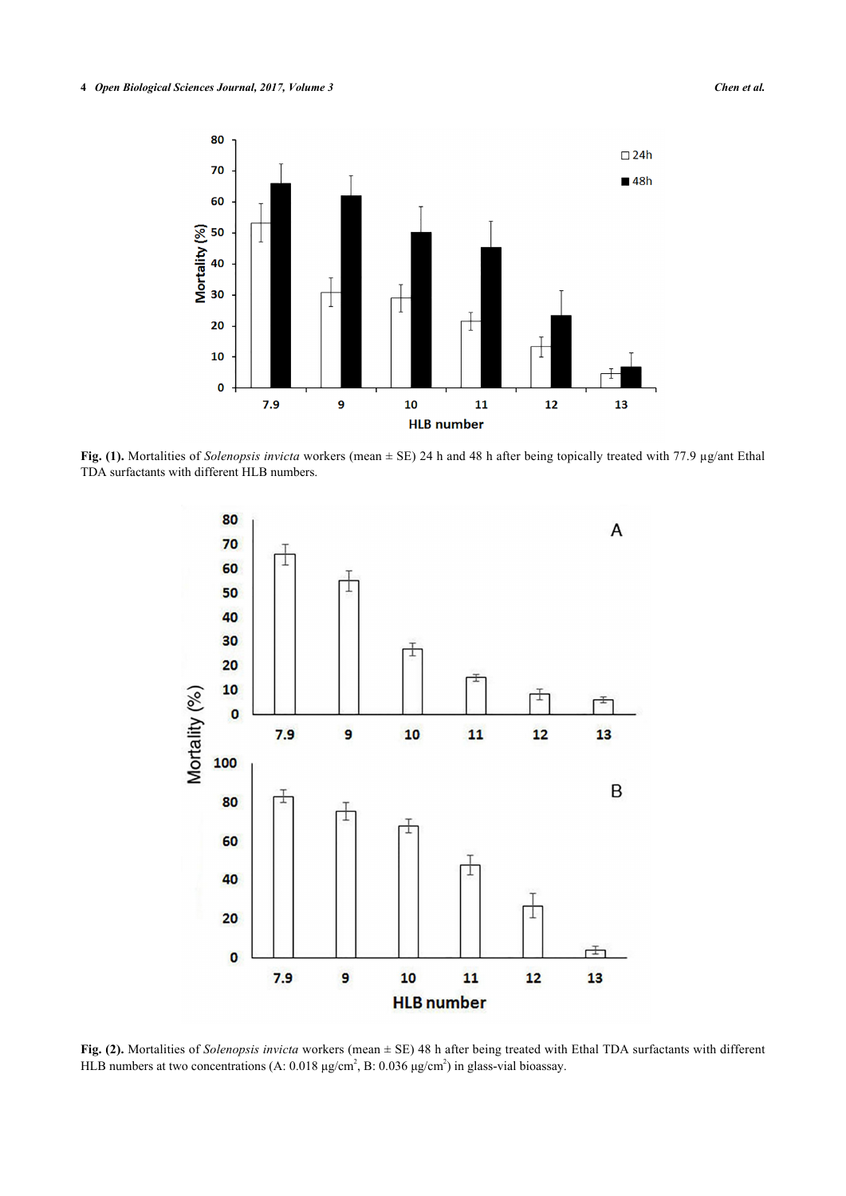**Fig. (1).** Mortalities of *Solenopsis invicta* workers (mean ± SE) 24 h and 48 h after being topically treated with 77.9 µg/ant Ethal TDA surfactants with different HLB numbers.

**Fig. (2).** Mortalities of *Solenopsis invicta* workers (mean ± SE) 48 h after being treated with Ethal TDA surfactants with different HLB numbers at two concentrations (A: 0.018 µg/cm$^2$, B: 0.036 µg/cm$^2$) in glass-vial bioassay.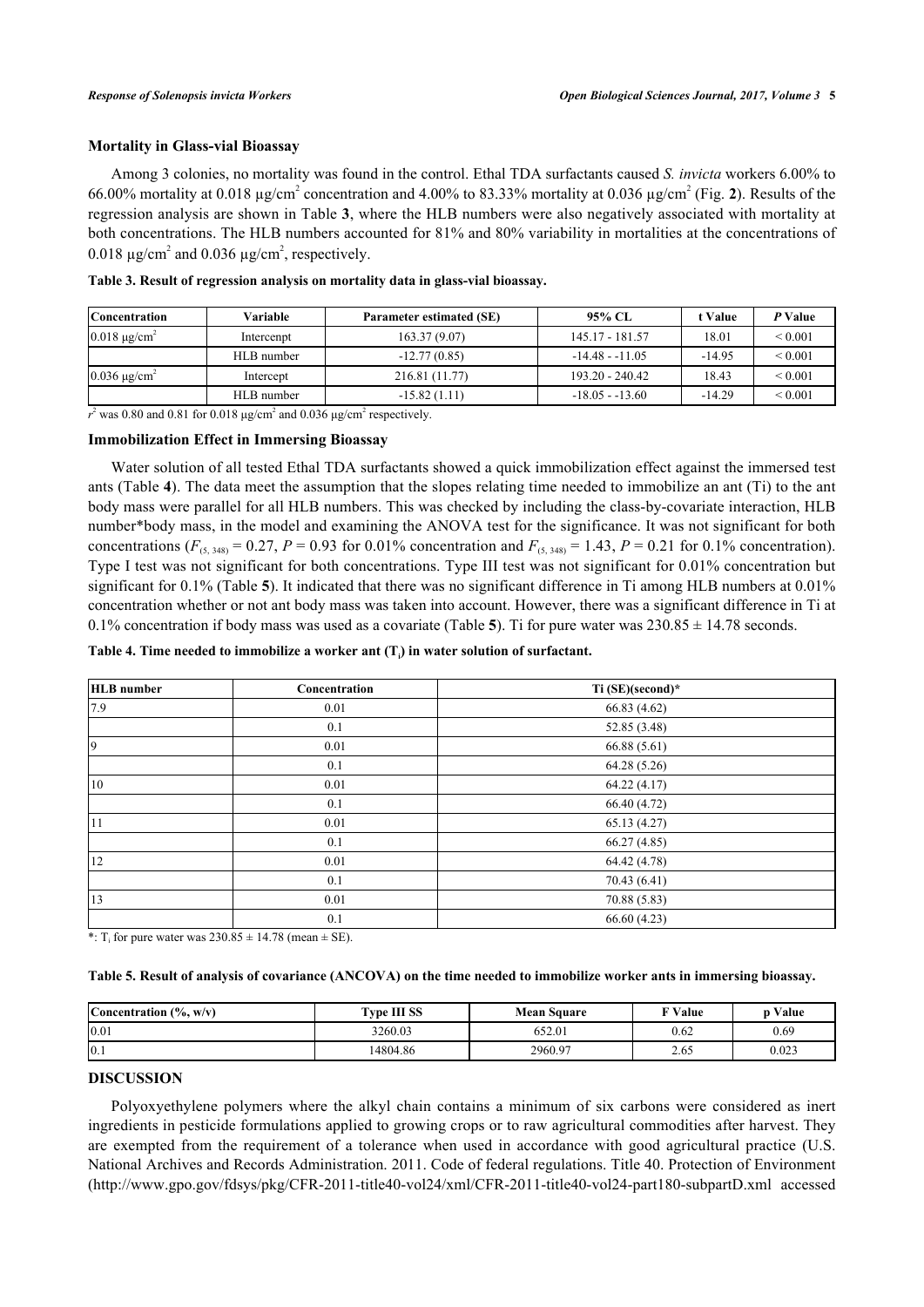### Mortality in Glass-vial Bioassay

Among 3 colonies, no mortality was found in the control. Ethal TDA surfactants caused *S. invicta* workers 6.00% to 66.00% mortality at 0.018 μg/cm$^2$ concentration and 4.00% to 83.33% mortality at 0.036 μg/cm$^2$ (Fig. **2**). Results of the regression analysis are shown in Table **3**, where the HLB numbers were also negatively associated with mortality at both concentrations. The HLB numbers accounted for 81% and 80% variability in mortalities at the concentrations of 0.018 μg/cm$^2$ and 0.036 μg/cm$^2$, respectively.

**Table 3. Result of regression analysis on mortality data in glass-vial bioassay.**

| Concentration | Variable | Parameter estimated (SE) | 95% CL | t Value | *P* Value |
|---|---|---|---|---|---|
| 0.018 μg/cm$^2$ | Intercenpt | 163.37 (9.07) | 145.17 - 181.57 | 18.01 | < 0.001 |
| | HLB number | -12.77 (0.85) | -14.48 - -11.05 | -14.95 | < 0.001 |
| 0.036 μg/cm$^2$ | Intercept | 216.81 (11.77) | 193.20 - 240.42 | 18.43 | < 0.001 |
| | HLB number | -15.82 (1.11) | -18.05 - -13.60 | -14.29 | < 0.001 |

$r^2$ was 0.80 and 0.81 for 0.018 μg/cm$^2$ and 0.036 μg/cm$^2$ respectively.

### Immobilization Effect in Immersing Bioassay

Water solution of all tested Ethal TDA surfactants showed a quick immobilization effect against the immersed test ants (Table **4**). The data meet the assumption that the slopes relating time needed to immobilize an ant (Ti) to the ant body mass were parallel for all HLB numbers. This was checked by including the class-by-covariate interaction, HLB number*body mass, in the model and examining the ANOVA test for the significance. It was not significant for both concentrations ($F_{(5, 348)} = 0.27$, $P = 0.93$ for 0.01% concentration and $F_{(5, 348)} = 1.43$, $P = 0.21$ for 0.1% concentration). Type I test was not significant for both concentrations. Type III test was not significant for 0.01% concentration but significant for 0.1% (Table **5**). It indicated that there was no significant difference in Ti among HLB numbers at 0.01% concentration whether or not ant body mass was taken into account. However, there was a significant difference in Ti at 0.1% concentration if body mass was used as a covariate (Table **5**). Ti for pure water was 230.85 ± 14.78 seconds.

**Table 4. Time needed to immobilize a worker ant ($T_i$) in water solution of surfactant.**

| HLB number | Concentration | Ti (SE)(second)* |
|---|---|---|
| 7.9 | 0.01 | 66.83 (4.62) |
| | 0.1 | 52.85 (3.48) |
| 9 | 0.01 | 66.88 (5.61) |
| | 0.1 | 64.28 (5.26) |
| 10 | 0.01 | 64.22 (4.17) |
| | 0.1 | 66.40 (4.72) |
| 11 | 0.01 | 65.13 (4.27) |
| | 0.1 | 66.27 (4.85) |
| 12 | 0.01 | 64.42 (4.78) |
| | 0.1 | 70.43 (6.41) |
| 13 | 0.01 | 70.88 (5.83) |
| | 0.1 | 66.60 (4.23) |

*: $T_i$ for pure water was 230.85 ± 14.78 (mean ± SE).

**Table 5. Result of analysis of covariance (ANCOVA) on the time needed to immobilize worker ants in immersing bioassay.**

| Concentration (%, w/v) | Type III SS | Mean Square | F Value | p Value |
|---|---|---|---|---|
| 0.01 | 3260.03 | 652.01 | 0.62 | 0.69 |
| 0.1 | 14804.86 | 2960.97 | 2.65 | 0.023 |

## DISCUSSION

Polyoxyethylene polymers where the alkyl chain contains a minimum of six carbons were considered as inert ingredients in pesticide formulations applied to growing crops or to raw agricultural commodities after harvest. They are exempted from the requirement of a tolerance when used in accordance with good agricultural practice (U.S. National Archives and Records Administration. 2011. Code of federal regulations. Title 40. Protection of Environment (http://www.gpo.gov/fdsys/pkg/CFR-2011-title40-vol24/xml/CFR-2011-title40-vol24-part180-subpartD.xml accessed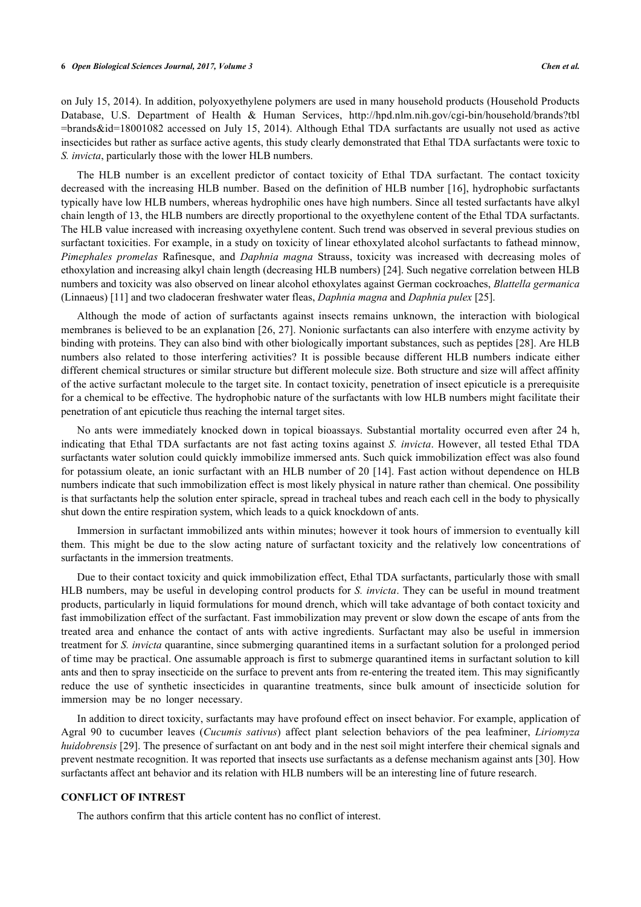on July 15, 2014). In addition, polyoxyethylene polymers are used in many household products (Household Products Database, U.S. Department of Health & Human Services, http://hpd.nlm.nih.gov/cgi-bin/household/brands?tbl =brands&id=18001082 accessed on July 15, 2014). Although Ethal TDA surfactants are usually not used as active insecticides but rather as surface active agents, this study clearly demonstrated that Ethal TDA surfactants were toxic to *S. invicta*, particularly those with the lower HLB numbers.

The HLB number is an excellent predictor of contact toxicity of Ethal TDA surfactant. The contact toxicity decreased with the increasing HLB number. Based on the definition of HLB number [16], hydrophobic surfactants typically have low HLB numbers, whereas hydrophilic ones have high numbers. Since all tested surfactants have alkyl chain length of 13, the HLB numbers are directly proportional to the oxyethylene content of the Ethal TDA surfactants. The HLB value increased with increasing oxyethylene content. Such trend was observed in several previous studies on surfactant toxicities. For example, in a study on toxicity of linear ethoxylated alcohol surfactants to fathead minnow, *Pimephales promelas* Rafinesque, and *Daphnia magna* Strauss, toxicity was increased with decreasing moles of ethoxylation and increasing alkyl chain length (decreasing HLB numbers) [24]. Such negative correlation between HLB numbers and toxicity was also observed on linear alcohol ethoxylates against German cockroaches, *Blattella germanica* (Linnaeus) [11] and two cladoceran freshwater water fleas, *Daphnia magna* and *Daphnia pulex* [25].

Although the mode of action of surfactants against insects remains unknown, the interaction with biological membranes is believed to be an explanation [26, 27]. Nonionic surfactants can also interfere with enzyme activity by binding with proteins. They can also bind with other biologically important substances, such as peptides [28]. Are HLB numbers also related to those interfering activities? It is possible because different HLB numbers indicate either different chemical structures or similar structure but different molecule size. Both structure and size will affect affinity of the active surfactant molecule to the target site. In contact toxicity, penetration of insect epicuticle is a prerequisite for a chemical to be effective. The hydrophobic nature of the surfactants with low HLB numbers might facilitate their penetration of ant epicuticle thus reaching the internal target sites.

No ants were immediately knocked down in topical bioassays. Substantial mortality occurred even after 24 h, indicating that Ethal TDA surfactants are not fast acting toxins against *S. invicta*. However, all tested Ethal TDA surfactants water solution could quickly immobilize immersed ants. Such quick immobilization effect was also found for potassium oleate, an ionic surfactant with an HLB number of 20 [14]. Fast action without dependence on HLB numbers indicate that such immobilization effect is most likely physical in nature rather than chemical. One possibility is that surfactants help the solution enter spiracle, spread in tracheal tubes and reach each cell in the body to physically shut down the entire respiration system, which leads to a quick knockdown of ants.

Immersion in surfactant immobilized ants within minutes; however it took hours of immersion to eventually kill them. This might be due to the slow acting nature of surfactant toxicity and the relatively low concentrations of surfactants in the immersion treatments.

Due to their contact toxicity and quick immobilization effect, Ethal TDA surfactants, particularly those with small HLB numbers, may be useful in developing control products for *S. invicta*. They can be useful in mound treatment products, particularly in liquid formulations for mound drench, which will take advantage of both contact toxicity and fast immobilization effect of the surfactant. Fast immobilization may prevent or slow down the escape of ants from the treated area and enhance the contact of ants with active ingredients. Surfactant may also be useful in immersion treatment for *S. invicta* quarantine, since submerging quarantined items in a surfactant solution for a prolonged period of time may be practical. One assumable approach is first to submerge quarantined items in surfactant solution to kill ants and then to spray insecticide on the surface to prevent ants from re-entering the treated item. This may significantly reduce the use of synthetic insecticides in quarantine treatments, since bulk amount of insecticide solution for immersion may be no longer necessary.

In addition to direct toxicity, surfactants may have profound effect on insect behavior. For example, application of Agral 90 to cucumber leaves (*Cucumis sativus*) affect plant selection behaviors of the pea leafminer, *Liriomyza huidobrensis* [29]. The presence of surfactant on ant body and in the nest soil might interfere their chemical signals and prevent nestmate recognition. It was reported that insects use surfactants as a defense mechanism against ants [30]. How surfactants affect ant behavior and its relation with HLB numbers will be an interesting line of future research.

## CONFLICT OF INTREST

The authors confirm that this article content has no conflict of interest.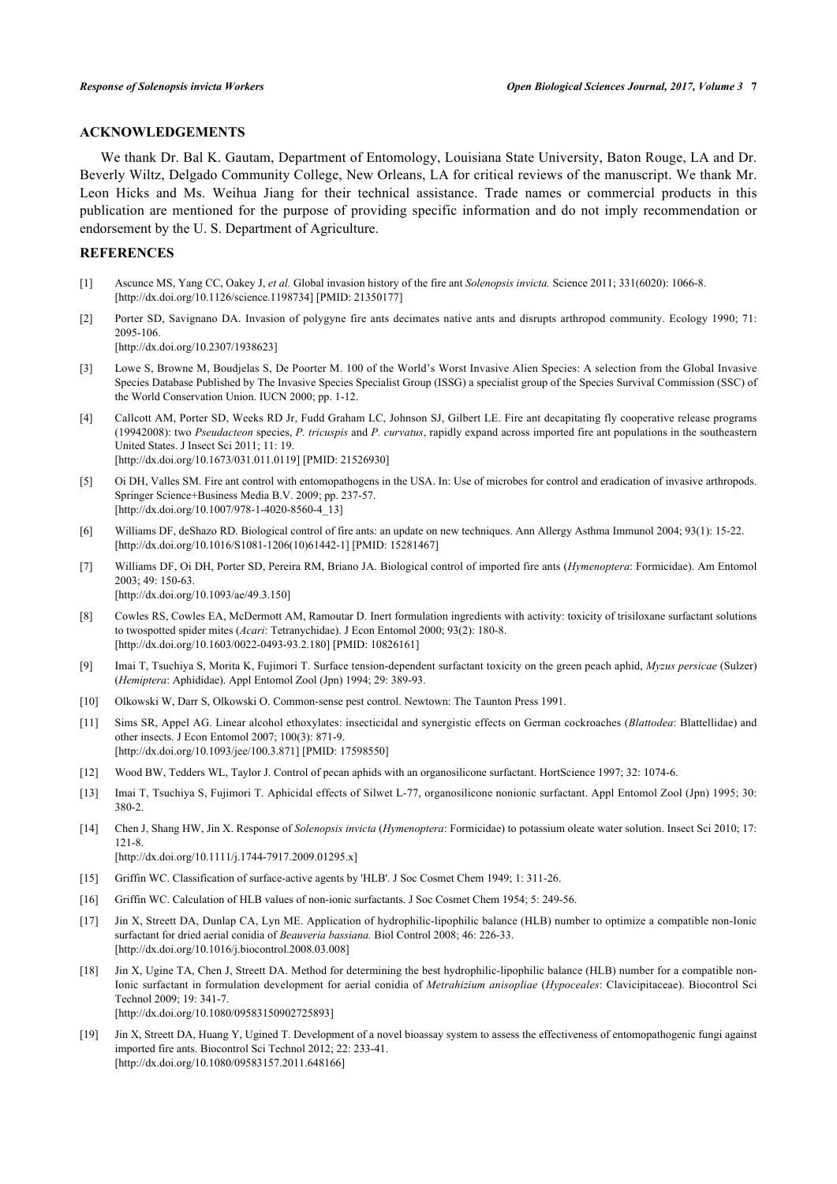## ACKNOWLEDGEMENTS

We thank Dr. Bal K. Gautam, Department of Entomology, Louisiana State University, Baton Rouge, LA and Dr. Beverly Wiltz, Delgado Community College, New Orleans, LA for critical reviews of the manuscript. We thank Mr. Leon Hicks and Ms. Weihua Jiang for their technical assistance. Trade names or commercial products in this publication are mentioned for the purpose of providing specific information and do not imply recommendation or endorsement by the U. S. Department of Agriculture.

## REFERENCES

[1] Ascunce MS, Yang CC, Oakey J, *et al.* Global invasion history of the fire ant *Solenopsis invicta.* Science 2011; 331(6020): 1066-8. [http://dx.doi.org/10.1126/science.1198734] [PMID: 21350177]

[2] Porter SD, Savignano DA. Invasion of polygyne fire ants decimates native ants and disrupts arthropod community. Ecology 1990; 71: 2095-106. [http://dx.doi.org/10.2307/1938623]

[3] Lowe S, Browne M, Boudjelas S, De Poorter M. 100 of the World's Worst Invasive Alien Species: A selection from the Global Invasive Species Database Published by The Invasive Species Specialist Group (ISSG) a specialist group of the Species Survival Commission (SSC) of the World Conservation Union. IUCN 2000; pp. 1-12.

[4] Callcott AM, Porter SD, Weeks RD Jr, Fudd Graham LC, Johnson SJ, Gilbert LE. Fire ant decapitating fly cooperative release programs (19942008): two *Pseudacteon* species, *P. tricuspis* and *P. curvatus*, rapidly expand across imported fire ant populations in the southeastern United States. J Insect Sci 2011; 11: 19. [http://dx.doi.org/10.1673/031.011.0119] [PMID: 21526930]

[5] Oi DH, Valles SM. Fire ant control with entomopathogens in the USA. In: Use of microbes for control and eradication of invasive arthropods. Springer Science+Business Media B.V. 2009; pp. 237-57. [http://dx.doi.org/10.1007/978-1-4020-8560-4_13]

[6] Williams DF, deShazo RD. Biological control of fire ants: an update on new techniques. Ann Allergy Asthma Immunol 2004; 93(1): 15-22. [http://dx.doi.org/10.1016/S1081-1206(10)61442-1] [PMID: 15281467]

[7] Williams DF, Oi DH, Porter SD, Pereira RM, Briano JA. Biological control of imported fire ants (*Hymenoptera*: Formicidae). Am Entomol 2003; 49: 150-63. [http://dx.doi.org/10.1093/ae/49.3.150]

[8] Cowles RS, Cowles EA, McDermott AM, Ramoutar D. Inert formulation ingredients with activity: toxicity of trisiloxane surfactant solutions to twospotted spider mites (*Acari*: Tetranychidae). J Econ Entomol 2000; 93(2): 180-8. [http://dx.doi.org/10.1603/0022-0493-93.2.180] [PMID: 10826161]

[9] Imai T, Tsuchiya S, Morita K, Fujimori T. Surface tension-dependent surfactant toxicity on the green peach aphid, *Myzus persicae* (Sulzer) (*Hemiptera*: Aphididae). Appl Entomol Zool (Jpn) 1994; 29: 389-93.

[10] Olkowski W, Darr S, Olkowski O. Common-sense pest control. Newtown: The Taunton Press 1991.

[11] Sims SR, Appel AG. Linear alcohol ethoxylates: insecticidal and synergistic effects on German cockroaches (*Blattodea*: Blattellidae) and other insects. J Econ Entomol 2007; 100(3): 871-9. [http://dx.doi.org/10.1093/jee/100.3.871] [PMID: 17598550]

[12] Wood BW, Tedders WL, Taylor J. Control of pecan aphids with an organosilicone surfactant. HortScience 1997; 32: 1074-6.

[13] Imai T, Tsuchiya S, Fujimori T. Aphicidal effects of Silwet L-77, organosilicone nonionic surfactant. Appl Entomol Zool (Jpn) 1995; 30: 380-2.

[14] Chen J, Shang HW, Jin X. Response of *Solenopsis invicta* (*Hymenoptera*: Formicidae) to potassium oleate water solution. Insect Sci 2010; 17: 121-8. [http://dx.doi.org/10.1111/j.1744-7917.2009.01295.x]

[15] Griffin WC. Classification of surface-active agents by 'HLB'. J Soc Cosmet Chem 1949; 1: 311-26.

[16] Griffin WC. Calculation of HLB values of non-ionic surfactants. J Soc Cosmet Chem 1954; 5: 249-56.

[17] Jin X, Streett DA, Dunlap CA, Lyn ME. Application of hydrophilic-lipophilic balance (HLB) number to optimize a compatible non-Ionic surfactant for dried aerial conidia of *Beauveria bassiana.* Biol Control 2008; 46: 226-33. [http://dx.doi.org/10.1016/j.biocontrol.2008.03.008]

[18] Jin X, Ugine TA, Chen J, Streett DA. Method for determining the best hydrophilic-lipophilic balance (HLB) number for a compatible non-Ionic surfactant in formulation development for aerial conidia of *Metrahizium anisopliae* (*Hypoceales*: Clavicipitaceae). Biocontrol Sci Technol 2009; 19: 341-7. [http://dx.doi.org/10.1080/09583150902725893]

[19] Jin X, Streett DA, Huang Y, Ugined T. Development of a novel bioassay system to assess the effectiveness of entomopathogenic fungi against imported fire ants. Biocontrol Sci Technol 2012; 22: 233-41. [http://dx.doi.org/10.1080/09583157.2011.648166]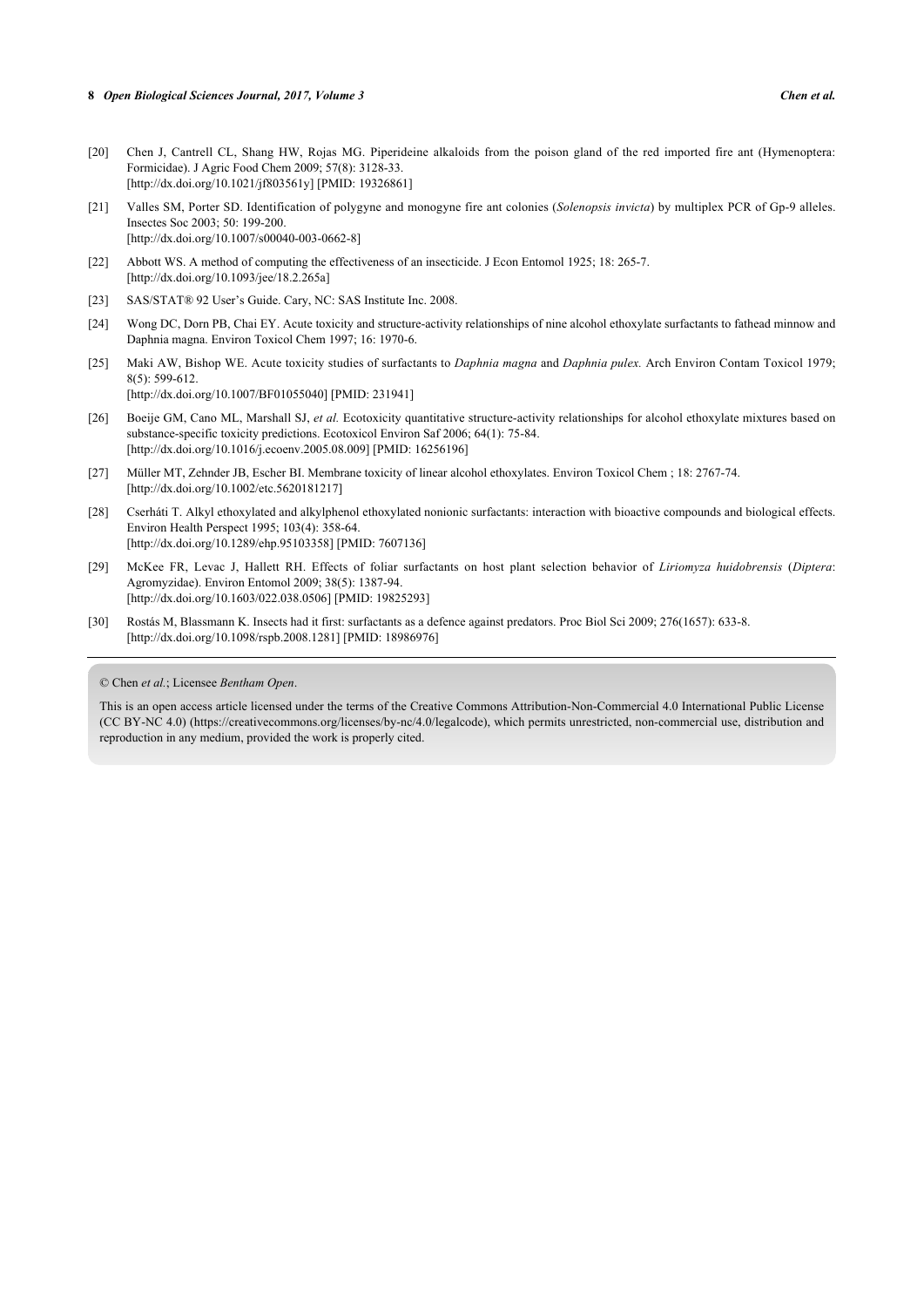[20] Chen J, Cantrell CL, Shang HW, Rojas MG. Piperideine alkaloids from the poison gland of the red imported fire ant (Hymenoptera: Formicidae). J Agric Food Chem 2009; 57(8): 3128-33.
[http://dx.doi.org/10.1021/jf803561y] [PMID: 19326861]

[21] Valles SM, Porter SD. Identification of polygyne and monogyne fire ant colonies (*Solenopsis invicta*) by multiplex PCR of Gp-9 alleles. Insectes Soc 2003; 50: 199-200.
[http://dx.doi.org/10.1007/s00040-003-0662-8]

[22] Abbott WS. A method of computing the effectiveness of an insecticide. J Econ Entomol 1925; 18: 265-7.
[http://dx.doi.org/10.1093/jee/18.2.265a]

[23] SAS/STAT® 92 User's Guide. Cary, NC: SAS Institute Inc. 2008.

[24] Wong DC, Dorn PB, Chai EY. Acute toxicity and structure-activity relationships of nine alcohol ethoxylate surfactants to fathead minnow and Daphnia magna. Environ Toxicol Chem 1997; 16: 1970-6.

[25] Maki AW, Bishop WE. Acute toxicity studies of surfactants to *Daphnia magna* and *Daphnia pulex.* Arch Environ Contam Toxicol 1979; 8(5): 599-612.
[http://dx.doi.org/10.1007/BF01055040] [PMID: 231941]

[26] Boeije GM, Cano ML, Marshall SJ, *et al.* Ecotoxicity quantitative structure-activity relationships for alcohol ethoxylate mixtures based on substance-specific toxicity predictions. Ecotoxicol Environ Saf 2006; 64(1): 75-84.
[http://dx.doi.org/10.1016/j.ecoenv.2005.08.009] [PMID: 16256196]

[27] Müller MT, Zehnder JB, Escher BI. Membrane toxicity of linear alcohol ethoxylates. Environ Toxicol Chem ; 18: 2767-74.
[http://dx.doi.org/10.1002/etc.5620181217]

[28] Cserháti T. Alkyl ethoxylated and alkylphenol ethoxylated nonionic surfactants: interaction with bioactive compounds and biological effects. Environ Health Perspect 1995; 103(4): 358-64.
[http://dx.doi.org/10.1289/ehp.95103358] [PMID: 7607136]

[29] McKee FR, Levac J, Hallett RH. Effects of foliar surfactants on host plant selection behavior of *Liriomyza huidobrensis* (*Diptera*: Agromyzidae). Environ Entomol 2009; 38(5): 1387-94.
[http://dx.doi.org/10.1603/022.038.0506] [PMID: 19825293]

[30] Rostás M, Blassmann K. Insects had it first: surfactants as a defence against predators. Proc Biol Sci 2009; 276(1657): 633-8.
[http://dx.doi.org/10.1098/rspb.2008.1281] [PMID: 18986976]

© Chen *et al.*; Licensee *Bentham Open*.

This is an open access article licensed under the terms of the Creative Commons Attribution-Non-Commercial 4.0 International Public License (CC BY-NC 4.0) (https://creativecommons.org/licenses/by-nc/4.0/legalcode), which permits unrestricted, non-commercial use, distribution and reproduction in any medium, provided the work is properly cited.